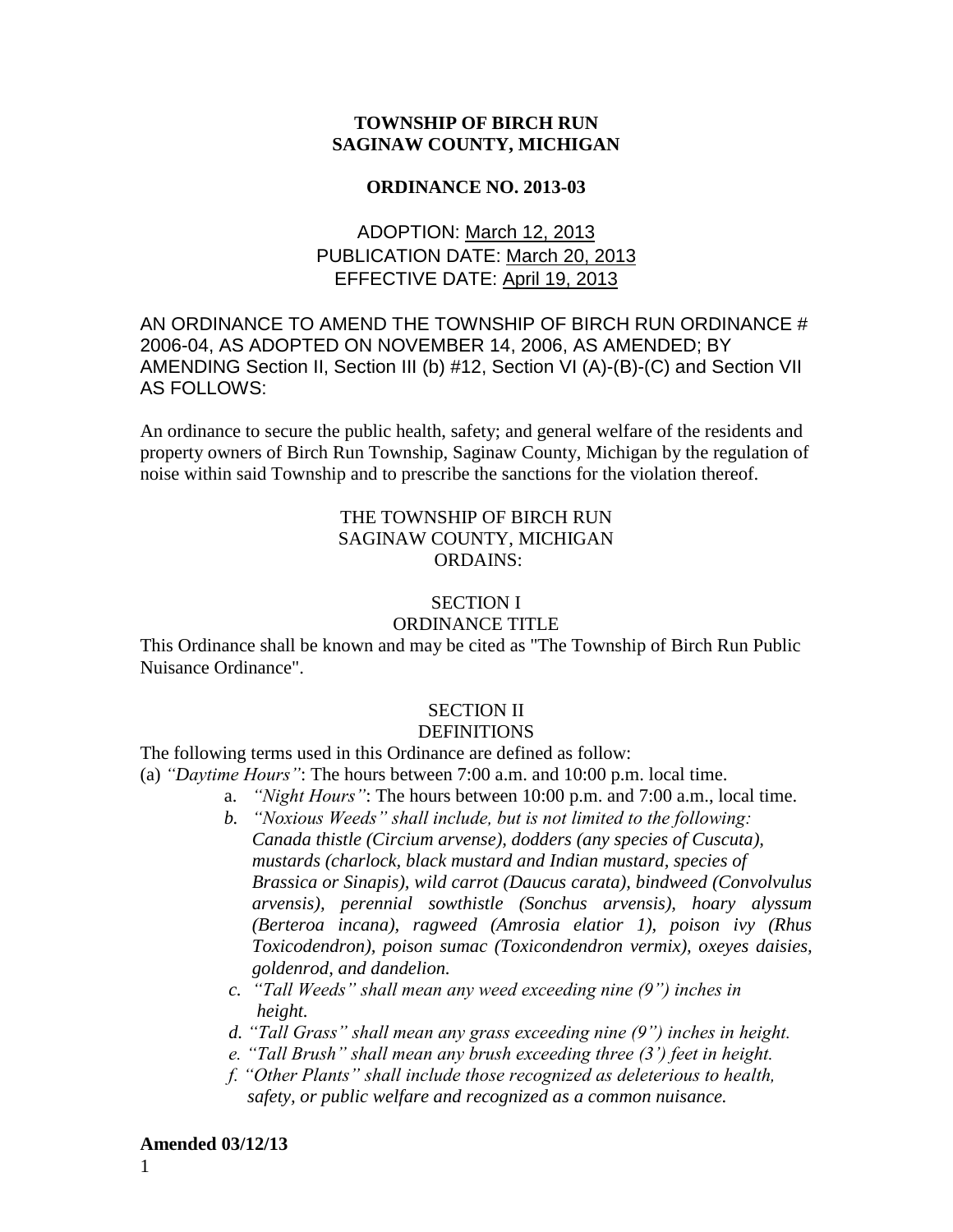**TOWNSHIP OF BIRCH RUN**
**SAGINAW COUNTY, MICHIGAN**

**ORDINANCE NO. 2013-03**

ADOPTION: March 12, 2013
PUBLICATION DATE: March 20, 2013
EFFECTIVE DATE: April 19, 2013

AN ORDINANCE TO AMEND THE TOWNSHIP OF BIRCH RUN ORDINANCE # 2006-04, AS ADOPTED ON NOVEMBER 14, 2006, AS AMENDED; BY AMENDING Section II, Section III (b) #12, Section VI (A)-(B)-(C) and Section VII AS FOLLOWS:

An ordinance to secure the public health, safety; and general welfare of the residents and property owners of Birch Run Township, Saginaw County, Michigan by the regulation of noise within said Township and to prescribe the sanctions for the violation thereof.

THE TOWNSHIP OF BIRCH RUN
SAGINAW COUNTY, MICHIGAN
ORDAINS:

SECTION I
ORDINANCE TITLE

This Ordinance shall be known and may be cited as "The Township of Birch Run Public Nuisance Ordinance".

SECTION II
DEFINITIONS

The following terms used in this Ordinance are defined as follow:

(a) *"Daytime Hours"*: The hours between 7:00 a.m. and 10:00 p.m. local time.

a. *"Night Hours"*: The hours between 10:00 p.m. and 7:00 a.m., local time.

b. *"Noxious Weeds" shall include, but is not limited to the following: Canada thistle (Circium arvense), dodders (any species of Cuscuta), mustards (charlock, black mustard and Indian mustard, species of Brassica or Sinapis), wild carrot (Daucus carata), bindweed (Convolvulus arvensis), perennial sowthistle (Sonchus arvensis), hoary alyssum (Berteroa incana), ragweed (Amrosia elatior 1), poison ivy (Rhus Toxicodendron), poison sumac (Toxicondendron vermix), oxeyes daisies, goldenrod, and dandelion.*

c. *"Tall Weeds" shall mean any weed exceeding nine (9") inches in height.*

d. *"Tall Grass" shall mean any grass exceeding nine (9") inches in height.*

e. *"Tall Brush" shall mean any brush exceeding three (3') feet in height.*

f. *"Other Plants" shall include those recognized as deleterious to health, safety, or public welfare and recognized as a common nuisance.*

**Amended 03/12/13**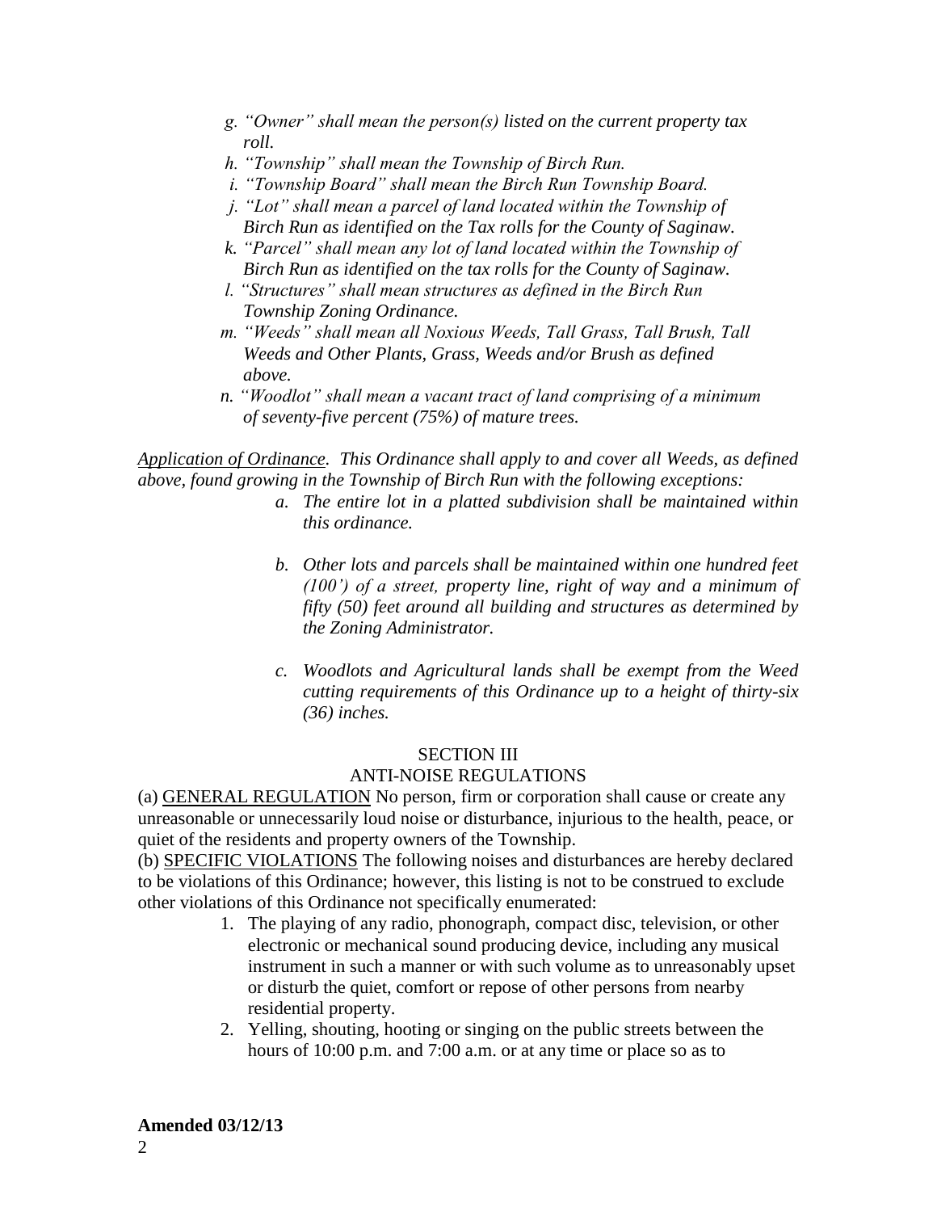*g. "Owner" shall mean the person(s) listed on the current property tax roll.*

*h. "Township" shall mean the Township of Birch Run.*

*i. "Township Board" shall mean the Birch Run Township Board.*

*j. "Lot" shall mean a parcel of land located within the Township of Birch Run as identified on the Tax rolls for the County of Saginaw.*

*k. "Parcel" shall mean any lot of land located within the Township of Birch Run as identified on the tax rolls for the County of Saginaw.*

*l. "Structures" shall mean structures as defined in the Birch Run Township Zoning Ordinance.*

*m. "Weeds" shall mean all Noxious Weeds, Tall Grass, Tall Brush, Tall Weeds and Other Plants, Grass, Weeds and/or Brush as defined above.*

*n. "Woodlot" shall mean a vacant tract of land comprising of a minimum of seventy-five percent (75%) of mature trees.*

*Application of Ordinance. This Ordinance shall apply to and cover all Weeds, as defined above, found growing in the Township of Birch Run with the following exceptions:*

*a. The entire lot in a platted subdivision shall be maintained within this ordinance.*

*b. Other lots and parcels shall be maintained within one hundred feet (100') of a street, property line, right of way and a minimum of fifty (50) feet around all building and structures as determined by the Zoning Administrator.*

*c. Woodlots and Agricultural lands shall be exempt from the Weed cutting requirements of this Ordinance up to a height of thirty-six (36) inches.*

## SECTION III
## ANTI-NOISE REGULATIONS

(a) GENERAL REGULATION No person, firm or corporation shall cause or create any unreasonable or unnecessarily loud noise or disturbance, injurious to the health, peace, or quiet of the residents and property owners of the Township.

(b) SPECIFIC VIOLATIONS The following noises and disturbances are hereby declared to be violations of this Ordinance; however, this listing is not to be construed to exclude other violations of this Ordinance not specifically enumerated:

1. The playing of any radio, phonograph, compact disc, television, or other electronic or mechanical sound producing device, including any musical instrument in such a manner or with such volume as to unreasonably upset or disturb the quiet, comfort or repose of other persons from nearby residential property.
2. Yelling, shouting, hooting or singing on the public streets between the hours of 10:00 p.m. and 7:00 a.m. or at any time or place so as to

**Amended 03/12/13**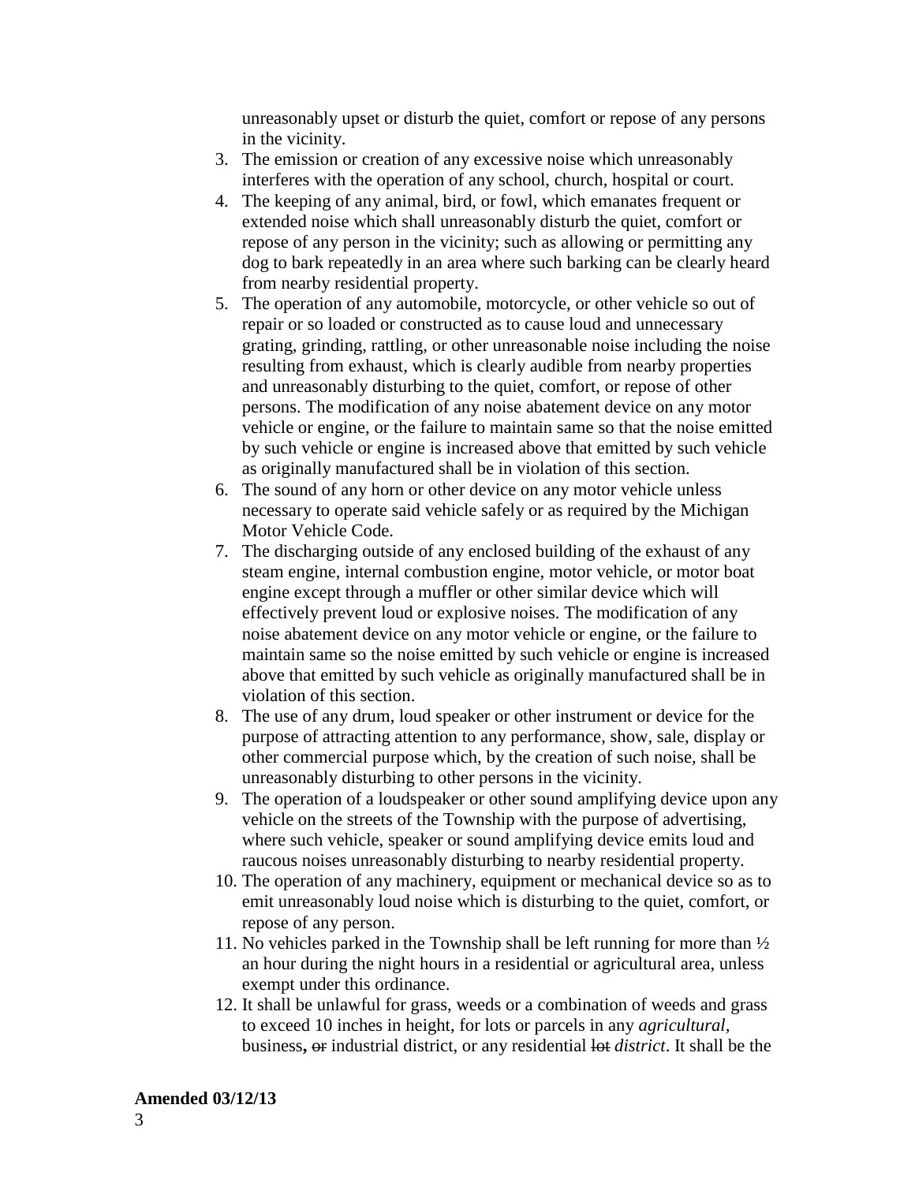unreasonably upset or disturb the quiet, comfort or repose of any persons in the vicinity.

3. The emission or creation of any excessive noise which unreasonably interferes with the operation of any school, church, hospital or court.
4. The keeping of any animal, bird, or fowl, which emanates frequent or extended noise which shall unreasonably disturb the quiet, comfort or repose of any person in the vicinity; such as allowing or permitting any dog to bark repeatedly in an area where such barking can be clearly heard from nearby residential property.
5. The operation of any automobile, motorcycle, or other vehicle so out of repair or so loaded or constructed as to cause loud and unnecessary grating, grinding, rattling, or other unreasonable noise including the noise resulting from exhaust, which is clearly audible from nearby properties and unreasonably disturbing to the quiet, comfort, or repose of other persons. The modification of any noise abatement device on any motor vehicle or engine, or the failure to maintain same so that the noise emitted by such vehicle or engine is increased above that emitted by such vehicle as originally manufactured shall be in violation of this section.
6. The sound of any horn or other device on any motor vehicle unless necessary to operate said vehicle safely or as required by the Michigan Motor Vehicle Code.
7. The discharging outside of any enclosed building of the exhaust of any steam engine, internal combustion engine, motor vehicle, or motor boat engine except through a muffler or other similar device which will effectively prevent loud or explosive noises. The modification of any noise abatement device on any motor vehicle or engine, or the failure to maintain same so the noise emitted by such vehicle or engine is increased above that emitted by such vehicle as originally manufactured shall be in violation of this section.
8. The use of any drum, loud speaker or other instrument or device for the purpose of attracting attention to any performance, show, sale, display or other commercial purpose which, by the creation of such noise, shall be unreasonably disturbing to other persons in the vicinity.
9. The operation of a loudspeaker or other sound amplifying device upon any vehicle on the streets of the Township with the purpose of advertising, where such vehicle, speaker or sound amplifying device emits loud and raucous noises unreasonably disturbing to nearby residential property.
10. The operation of any machinery, equipment or mechanical device so as to emit unreasonably loud noise which is disturbing to the quiet, comfort, or repose of any person.
11. No vehicles parked in the Township shall be left running for more than ½ an hour during the night hours in a residential or agricultural area, unless exempt under this ordinance.
12. It shall be unlawful for grass, weeds or a combination of weeds and grass to exceed 10 inches in height, for lots or parcels in any *agricultural*, business**,** ~~or~~ industrial district, or any residential ~~lot~~ *district*. It shall be the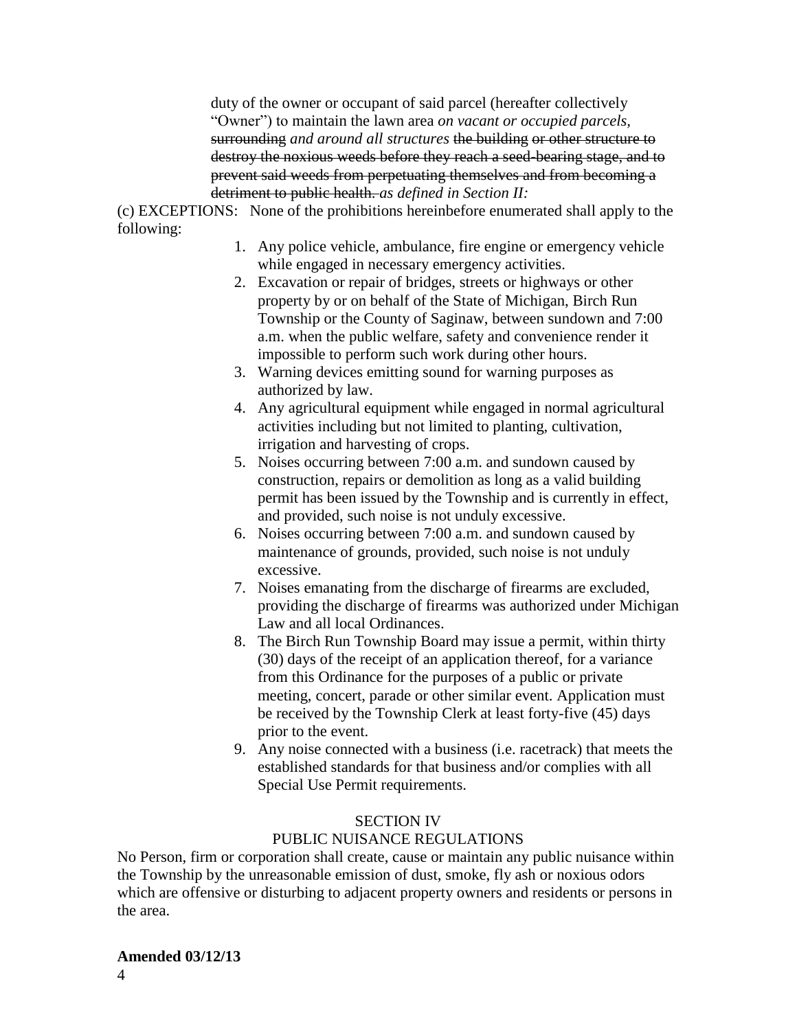duty of the owner or occupant of said parcel (hereafter collectively "Owner") to maintain the lawn area *on vacant or occupied parcels,* ~~surrounding~~ *and around all structures* ~~the building or other structure to destroy the noxious weeds before they reach a seed-bearing stage, and to prevent said weeds from perpetuating themselves and from becoming a detriment to public health.~~ *as defined in Section II:*

(c) EXCEPTIONS: None of the prohibitions hereinbefore enumerated shall apply to the following:

1. Any police vehicle, ambulance, fire engine or emergency vehicle while engaged in necessary emergency activities.
2. Excavation or repair of bridges, streets or highways or other property by or on behalf of the State of Michigan, Birch Run Township or the County of Saginaw, between sundown and 7:00 a.m. when the public welfare, safety and convenience render it impossible to perform such work during other hours.
3. Warning devices emitting sound for warning purposes as authorized by law.
4. Any agricultural equipment while engaged in normal agricultural activities including but not limited to planting, cultivation, irrigation and harvesting of crops.
5. Noises occurring between 7:00 a.m. and sundown caused by construction, repairs or demolition as long as a valid building permit has been issued by the Township and is currently in effect, and provided, such noise is not unduly excessive.
6. Noises occurring between 7:00 a.m. and sundown caused by maintenance of grounds, provided, such noise is not unduly excessive.
7. Noises emanating from the discharge of firearms are excluded, providing the discharge of firearms was authorized under Michigan Law and all local Ordinances.
8. The Birch Run Township Board may issue a permit, within thirty (30) days of the receipt of an application thereof, for a variance from this Ordinance for the purposes of a public or private meeting, concert, parade or other similar event. Application must be received by the Township Clerk at least forty-five (45) days prior to the event.
9. Any noise connected with a business (i.e. racetrack) that meets the established standards for that business and/or complies with all Special Use Permit requirements.

## SECTION IV
## PUBLIC NUISANCE REGULATIONS

No Person, firm or corporation shall create, cause or maintain any public nuisance within the Township by the unreasonable emission of dust, smoke, fly ash or noxious odors which are offensive or disturbing to adjacent property owners and residents or persons in the area.

**Amended 03/12/13**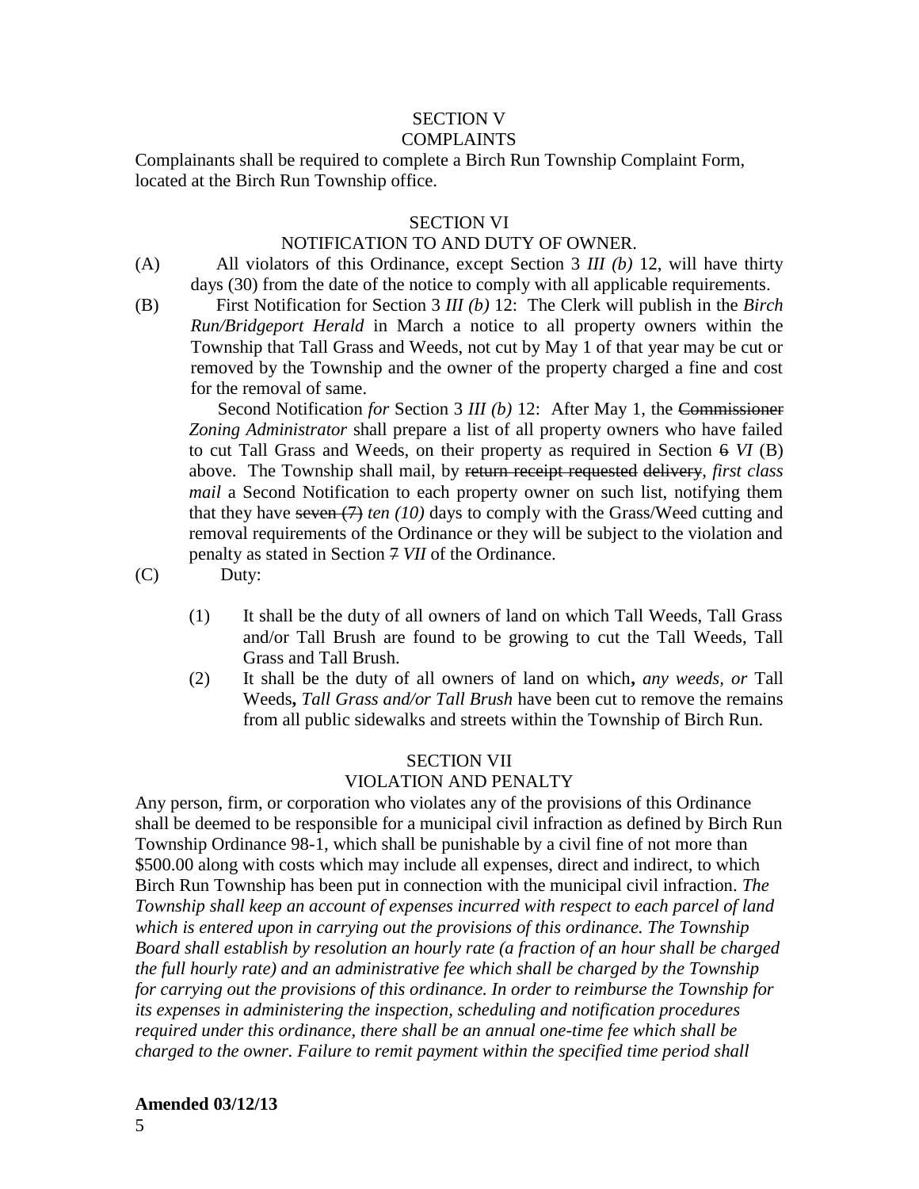## SECTION V
## COMPLAINTS

Complainants shall be required to complete a Birch Run Township Complaint Form, located at the Birch Run Township office.

## SECTION VI
## NOTIFICATION TO AND DUTY OF OWNER.

(A) All violators of this Ordinance, except Section 3 *III (b)* 12, will have thirty days (30) from the date of the notice to comply with all applicable requirements.

(B) First Notification for Section 3 *III (b)* 12: The Clerk will publish in the *Birch Run/Bridgeport Herald* in March a notice to all property owners within the Township that Tall Grass and Weeds, not cut by May 1 of that year may be cut or removed by the Township and the owner of the property charged a fine and cost for the removal of same.

Second Notification *for* Section 3 *III (b)* 12: After May 1, the ~~Commissioner~~ *Zoning Administrator* shall prepare a list of all property owners who have failed to cut Tall Grass and Weeds, on their property as required in Section ~~6~~ *VI* (B) above. The Township shall mail, by ~~return receipt requested~~ ~~delivery~~, *first class mail* a Second Notification to each property owner on such list, notifying them that they have ~~seven (7)~~ *ten (10)* days to comply with the Grass/Weed cutting and removal requirements of the Ordinance or they will be subject to the violation and penalty as stated in Section ~~7~~ *VII* of the Ordinance.

(C) Duty:

(1) It shall be the duty of all owners of land on which Tall Weeds, Tall Grass and/or Tall Brush are found to be growing to cut the Tall Weeds, Tall Grass and Tall Brush.

(2) It shall be the duty of all owners of land on which**,** *any weeds, or* Tall Weeds**,** *Tall Grass and/or Tall Brush* have been cut to remove the remains from all public sidewalks and streets within the Township of Birch Run.

## SECTION VII
## VIOLATION AND PENALTY

Any person, firm, or corporation who violates any of the provisions of this Ordinance shall be deemed to be responsible for a municipal civil infraction as defined by Birch Run Township Ordinance 98-1, which shall be punishable by a civil fine of not more than $500.00 along with costs which may include all expenses, direct and indirect, to which Birch Run Township has been put in connection with the municipal civil infraction. *The Township shall keep an account of expenses incurred with respect to each parcel of land which is entered upon in carrying out the provisions of this ordinance. The Township Board shall establish by resolution an hourly rate (a fraction of an hour shall be charged the full hourly rate) and an administrative fee which shall be charged by the Township for carrying out the provisions of this ordinance. In order to reimburse the Township for its expenses in administering the inspection, scheduling and notification procedures required under this ordinance, there shall be an annual one-time fee which shall be charged to the owner. Failure to remit payment within the specified time period shall*

**Amended 03/12/13**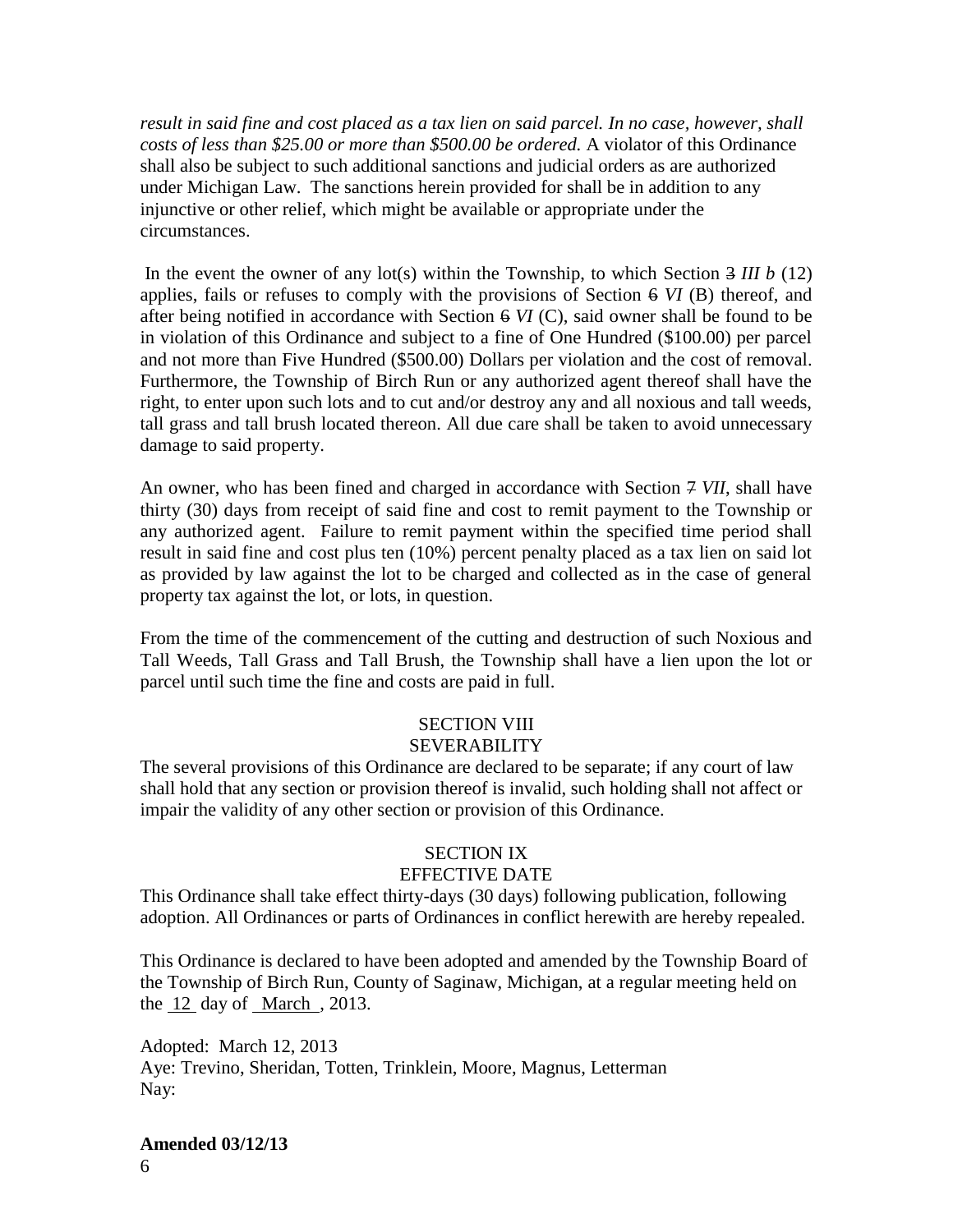*result in said fine and cost placed as a tax lien on said parcel. In no case, however, shall costs of less than $25.00 or more than $500.00 be ordered.* A violator of this Ordinance shall also be subject to such additional sanctions and judicial orders as are authorized under Michigan Law. The sanctions herein provided for shall be in addition to any injunctive or other relief, which might be available or appropriate under the circumstances.

In the event the owner of any lot(s) within the Township, to which Section ~~3~~ *III b* (12) applies, fails or refuses to comply with the provisions of Section ~~6~~ *VI* (B) thereof, and after being notified in accordance with Section ~~6~~ *VI* (C), said owner shall be found to be in violation of this Ordinance and subject to a fine of One Hundred ($100.00) per parcel and not more than Five Hundred ($500.00) Dollars per violation and the cost of removal. Furthermore, the Township of Birch Run or any authorized agent thereof shall have the right, to enter upon such lots and to cut and/or destroy any and all noxious and tall weeds, tall grass and tall brush located thereon. All due care shall be taken to avoid unnecessary damage to said property.

An owner, who has been fined and charged in accordance with Section ~~7~~ *VII*, shall have thirty (30) days from receipt of said fine and cost to remit payment to the Township or any authorized agent. Failure to remit payment within the specified time period shall result in said fine and cost plus ten (10%) percent penalty placed as a tax lien on said lot as provided by law against the lot to be charged and collected as in the case of general property tax against the lot, or lots, in question.

From the time of the commencement of the cutting and destruction of such Noxious and Tall Weeds, Tall Grass and Tall Brush, the Township shall have a lien upon the lot or parcel until such time the fine and costs are paid in full.

## SECTION VIII
## SEVERABILITY

The several provisions of this Ordinance are declared to be separate; if any court of law shall hold that any section or provision thereof is invalid, such holding shall not affect or impair the validity of any other section or provision of this Ordinance.

## SECTION IX
## EFFECTIVE DATE

This Ordinance shall take effect thirty-days (30 days) following publication, following adoption. All Ordinances or parts of Ordinances in conflict herewith are hereby repealed.

This Ordinance is declared to have been adopted and amended by the Township Board of the Township of Birch Run, County of Saginaw, Michigan, at a regular meeting held on the 12 day of March , 2013.

Adopted: March 12, 2013
Aye: Trevino, Sheridan, Totten, Trinklein, Moore, Magnus, Letterman
Nay:

**Amended 03/12/13**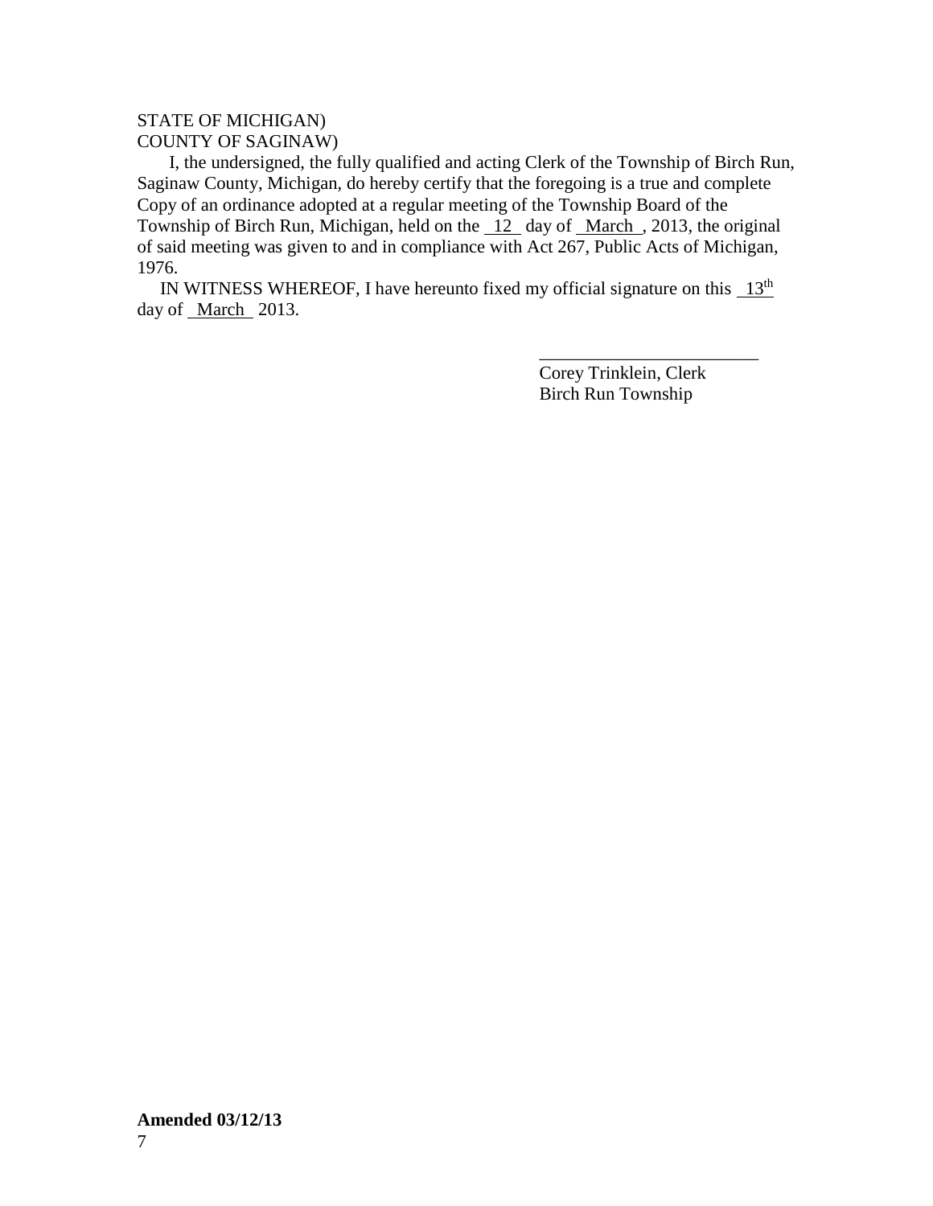STATE OF MICHIGAN)
COUNTY OF SAGINAW)

I, the undersigned, the fully qualified and acting Clerk of the Township of Birch Run, Saginaw County, Michigan, do hereby certify that the foregoing is a true and complete Copy of an ordinance adopted at a regular meeting of the Township Board of the Township of Birch Run, Michigan, held on the 12 day of March, 2013, the original of said meeting was given to and in compliance with Act 267, Public Acts of Michigan, 1976.

IN WITNESS WHEREOF, I have hereunto fixed my official signature on this 13th day of March 2013.

________________________
Corey Trinklein, Clerk
Birch Run Township

**Amended 03/12/13**